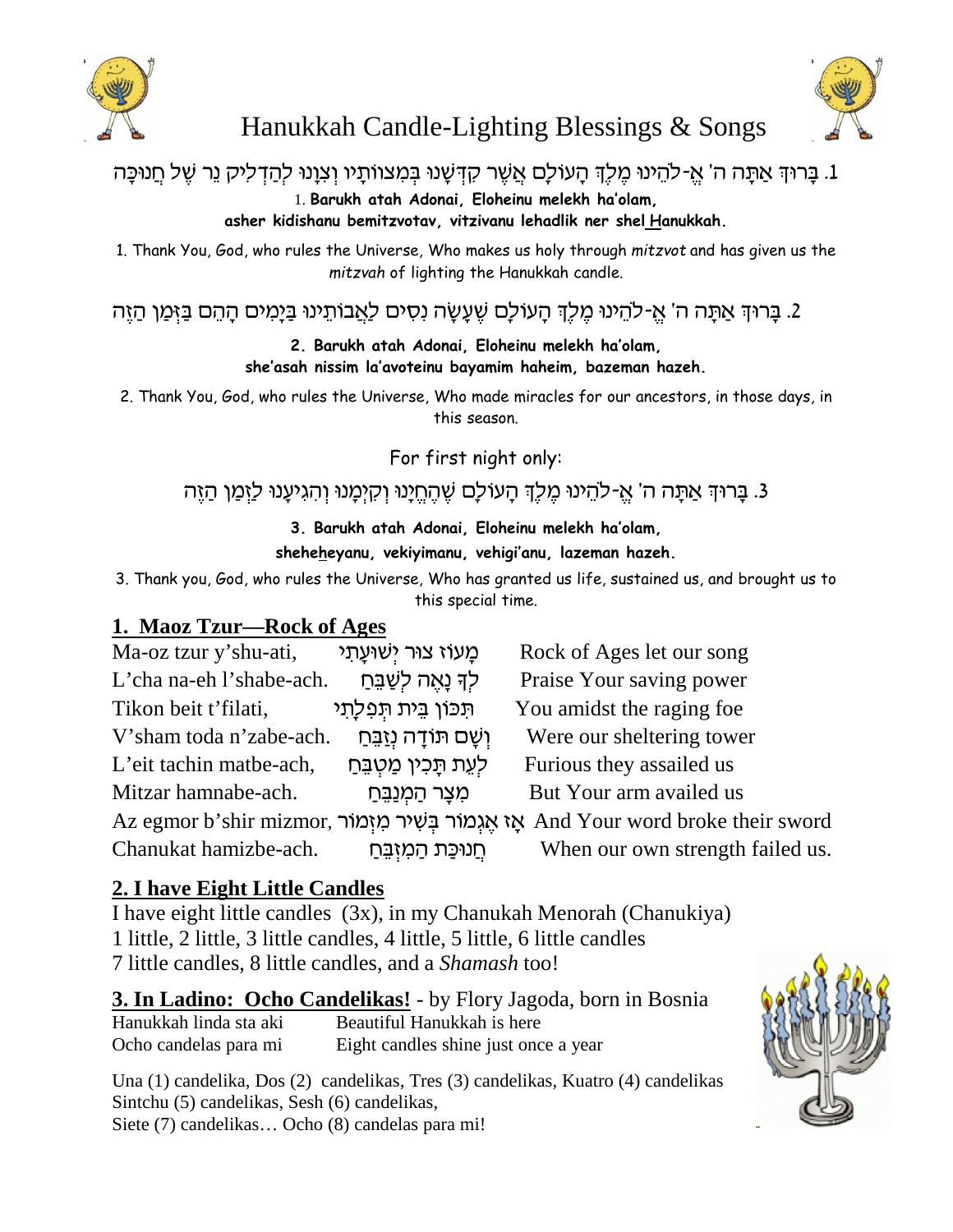# Hanukkah Candle-Lighting Blessings & Songs

1. בָּרוּךְ אַתָּה ה' אֱ-לֹהֵינוּ מֶלֶךְ הָעוֹלָם אֲשֶׁר קִדְּשָׁנוּ בְּמִצוֹתָיו וְצִוָּנוּ לְהַדְלִיק נֵר שֶׁל חֲנוּכָּה

1. **Barukh atah Adonai, Eloheinu melekh ha'olam,**
**asher kidishanu bemitzvotav, vitzivanu lehadlik ner shel Hanukkah.**

1. Thank You, God, who rules the Universe, Who makes us holy through *mitzvot* and has given us the *mitzvah* of lighting the Hanukkah candle.

2. בָּרוּךְ אַתָּה ה' אֱ-לֹהֵינוּ מֶלֶךְ הָעוֹלָם שֶׁעָשָׂה נִסִּים לַאֲבוֹתֵינוּ בַּיָּמִים הָהֵם בַּזְּמַן הַזֶּה

**2. Barukh atah Adonai, Eloheinu melekh ha'olam,**
**she'asah nissim la'avoteinu bayamim haheim, bazeman hazeh.**

2. Thank You, God, who rules the Universe, Who made miracles for our ancestors, in those days, in this season.

For first night only:

3. בָּרוּךְ אַתָּה ה' אֱ-לֹהֵינוּ מֶלֶךְ הָעוֹלָם שֶׁהֶחֱיָנוּ וְקִיְּמָנוּ וְהִגִּיעָנוּ לַזְּמַן הַזֶּה

**3. Barukh atah Adonai, Eloheinu melekh ha'olam,**
**sheheheyanu, vekiyimanu, vehigi'anu, lazeman hazeh.**

3. Thank you, God, who rules the Universe, Who has granted us life, sustained us, and brought us to this special time.

## 1. Maoz Tzur—Rock of Ages

| | | |
|---|---|---|
| Ma-oz tzur y'shu-ati, | מָעוֹז צוּר יְשׁוּעָתִי | Rock of Ages let our song |
| L'cha na-eh l'shabe-ach. | לְךָ נָאֶה לְשַׁבֵּחַ | Praise Your saving power |
| Tikon beit t'filati, | תִּכּוֹן בֵּית תְּפִלָּתִי | You amidst the raging foe |
| V'sham toda n'zabe-ach. | וְשָׁם תּוֹדָה נְזַבֵּחַ | Were our sheltering tower |
| L'eit tachin matbe-ach, | לְעֵת תָּכִין מַטְבֵּחַ | Furious they assailed us |
| Mitzar hamnabe-ach. | מִצָּר הַמְנַבֵּחַ | But Your arm availed us |
| Az egmor b'shir mizmor, | אָז אֶגְמוֹר בְּשִׁיר מִזְמוֹר | And Your word broke their sword |
| Chanukat hamizbe-ach. | חֲנוּכַּת הַמִּזְבֵּחַ | When our own strength failed us. |

## 2. I have Eight Little Candles

I have eight little candles (3x), in my Chanukah Menorah (Chanukiya)
1 little, 2 little, 3 little candles, 4 little, 5 little, 6 little candles
7 little candles, 8 little candles, and a *Shamash* too!

## 3. In Ladino: Ocho Candelikas! - by Flory Jagoda, born in Bosnia

| | |
|---|---|
| Hanukkah linda sta aki | Beautiful Hanukkah is here |
| Ocho candelas para mi | Eight candles shine just once a year |

Una (1) candelika, Dos (2) candelikas, Tres (3) candelikas, Kuatro (4) candelikas
Sintchu (5) candelikas, Sesh (6) candelikas,
Siete (7) candelikas… Ocho (8) candelas para mi!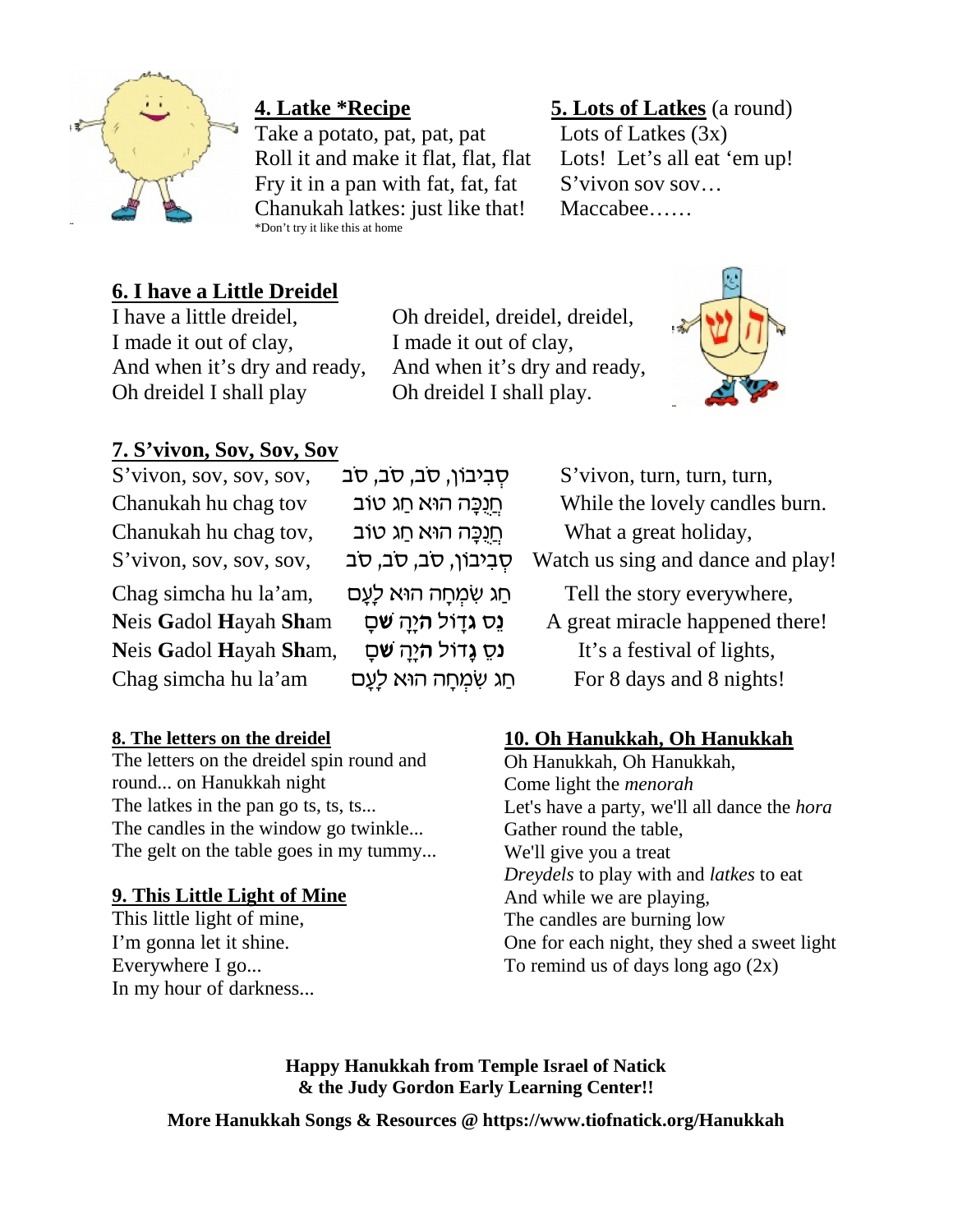## 4. Latke *Recipe

Take a potato, pat, pat, pat
Roll it and make it flat, flat, flat
Fry it in a pan with fat, fat, fat
Chanukah latkes: just like that!
*Don't try it like this at home

## 5. Lots of Latkes (a round)

Lots of Latkes (3x)
Lots! Let's all eat 'em up!
S'vivon sov sov…
Maccabee……

## 6. I have a Little Dreidel

I have a little dreidel,
I made it out of clay,
And when it's dry and ready,
Oh dreidel I shall play

Oh dreidel, dreidel, dreidel,
I made it out of clay,
And when it's dry and ready,
Oh dreidel I shall play.

## 7. S'vivon, Sov, Sov, Sov

| | | |
|---|---|---|
| S'vivon, sov, sov, sov, | סְבִיבוֹן, סֹב, סֹב, סֹב | S'vivon, turn, turn, turn, |
| Chanukah hu chag tov | חֲנֻכָּה הוּא חַג טוֹב | While the lovely candles burn. |
| Chanukah hu chag tov, | חֲנֻכָּה הוּא חַג טוֹב | What a great holiday, |
| S'vivon, sov, sov, sov, | סְבִיבוֹן, סֹב, סֹב, סֹב | Watch us sing and dance and play! |
| Chag simcha hu la'am, | חַג שִׂמְחָה הוּא לָעָם | Tell the story everywhere, |
| **N**eis **G**adol **H**ayah **Sh**am | **נ**ֵס **ג**ָּדוֹל **ה**ָיָה **ש**ָׁם | A great miracle happened there! |
| **N**eis **G**adol **H**ayah **Sh**am, | **נ**ֵס **ג**ָּדוֹל **ה**ָיָה **ש**ָׁם | It's a festival of lights, |
| Chag simcha hu la'am | חַג שִׂמְחָה הוּא לָעָם | For 8 days and 8 nights! |

### 8. The letters on the dreidel

The letters on the dreidel spin round and round... on Hanukkah night
The latkes in the pan go ts, ts, ts...
The candles in the window go twinkle...
The gelt on the table goes in my tummy...

## 9. This Little Light of Mine

This little light of mine,
I'm gonna let it shine.
Everywhere I go...
In my hour of darkness...

## 10. Oh Hanukkah, Oh Hanukkah

Oh Hanukkah, Oh Hanukkah,
Come light the *menorah*
Let's have a party, we'll all dance the *hora*
Gather round the table,
We'll give you a treat
*Dreydels* to play with and *latkes* to eat
And while we are playing,
The candles are burning low
One for each night, they shed a sweet light
To remind us of days long ago (2x)

**Happy Hanukkah from Temple Israel of Natick**
**& the Judy Gordon Early Learning Center!!**

**More Hanukkah Songs & Resources @ https://www.tiofnatick.org/Hanukkah**